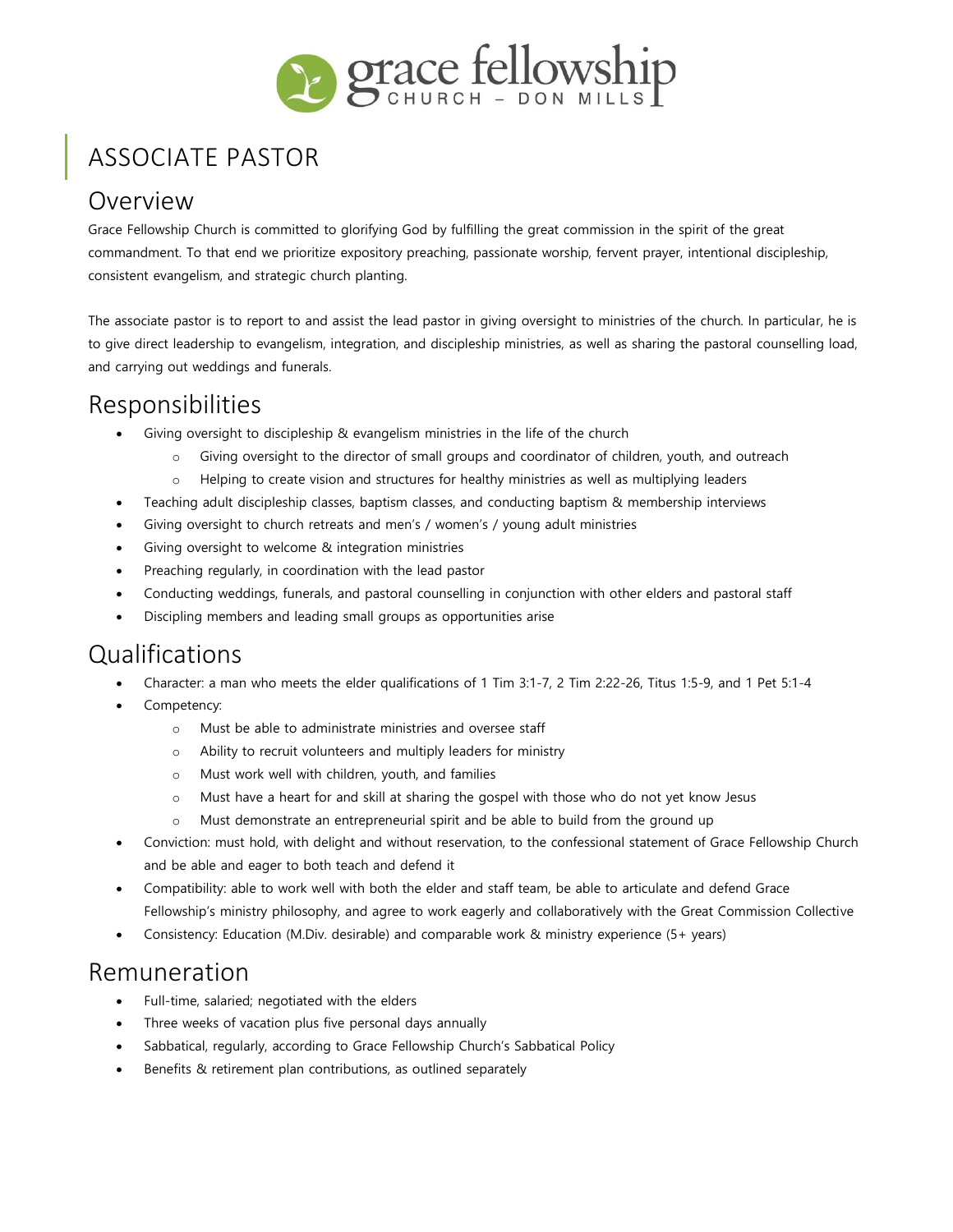grace fellowship
CHURCH – DON MILLS

# ASSOCIATE PASTOR

## Overview

Grace Fellowship Church is committed to glorifying God by fulfilling the great commission in the spirit of the great commandment. To that end we prioritize expository preaching, passionate worship, fervent prayer, intentional discipleship, consistent evangelism, and strategic church planting.

The associate pastor is to report to and assist the lead pastor in giving oversight to ministries of the church. In particular, he is to give direct leadership to evangelism, integration, and discipleship ministries, as well as sharing the pastoral counselling load, and carrying out weddings and funerals.

## Responsibilities

- Giving oversight to discipleship & evangelism ministries in the life of the church
  - Giving oversight to the director of small groups and coordinator of children, youth, and outreach
  - Helping to create vision and structures for healthy ministries as well as multiplying leaders
- Teaching adult discipleship classes, baptism classes, and conducting baptism & membership interviews
- Giving oversight to church retreats and men's / women's / young adult ministries
- Giving oversight to welcome & integration ministries
- Preaching regularly, in coordination with the lead pastor
- Conducting weddings, funerals, and pastoral counselling in conjunction with other elders and pastoral staff
- Discipling members and leading small groups as opportunities arise

## Qualifications

- Character: a man who meets the elder qualifications of 1 Tim 3:1-7, 2 Tim 2:22-26, Titus 1:5-9, and 1 Pet 5:1-4
- Competency:
  - Must be able to administrate ministries and oversee staff
  - Ability to recruit volunteers and multiply leaders for ministry
  - Must work well with children, youth, and families
  - Must have a heart for and skill at sharing the gospel with those who do not yet know Jesus
  - Must demonstrate an entrepreneurial spirit and be able to build from the ground up
- Conviction: must hold, with delight and without reservation, to the confessional statement of Grace Fellowship Church and be able and eager to both teach and defend it
- Compatibility: able to work well with both the elder and staff team, be able to articulate and defend Grace Fellowship's ministry philosophy, and agree to work eagerly and collaboratively with the Great Commission Collective
- Consistency: Education (M.Div. desirable) and comparable work & ministry experience (5+ years)

## Remuneration

- Full-time, salaried; negotiated with the elders
- Three weeks of vacation plus five personal days annually
- Sabbatical, regularly, according to Grace Fellowship Church's Sabbatical Policy
- Benefits & retirement plan contributions, as outlined separately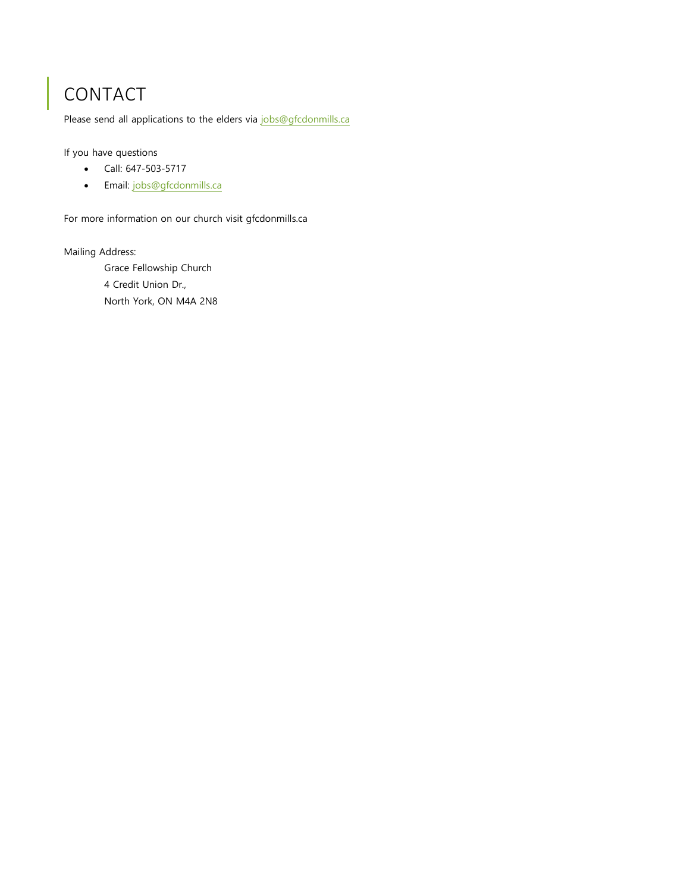# CONTACT

Please send all applications to the elders via jobs@gfcdonmills.ca

If you have questions

- Call: 647-503-5717
- Email: jobs@gfcdonmills.ca

For more information on our church visit gfcdonmills.ca

Mailing Address:

Grace Fellowship Church
4 Credit Union Dr.,
North York, ON M4A 2N8